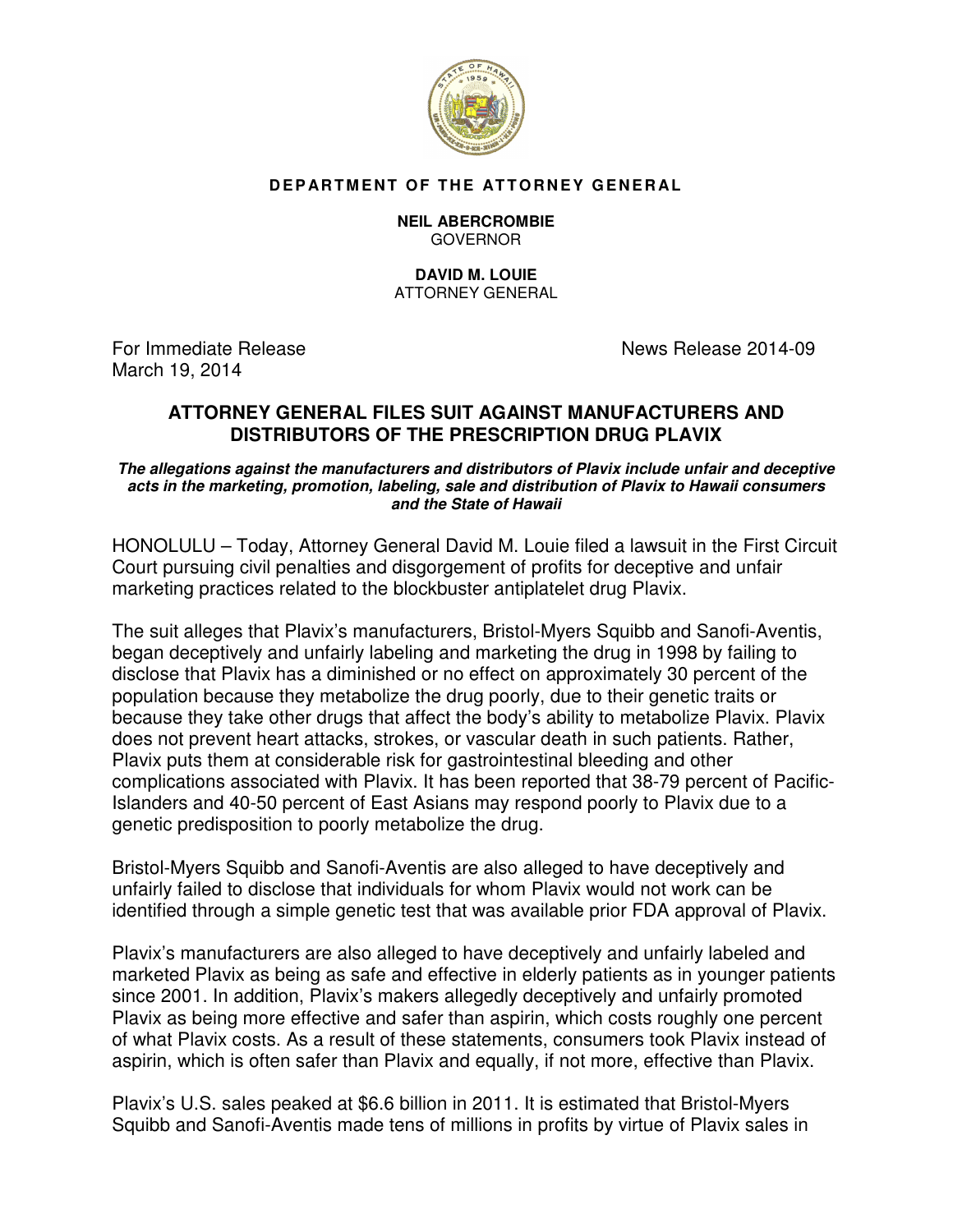**DEPARTMENT OF THE ATTORNEY GENERAL**

**NEIL ABERCROMBIE**
GOVERNOR

**DAVID M. LOUIE**
ATTORNEY GENERAL

For Immediate Release
March 19, 2014

News Release 2014-09

## ATTORNEY GENERAL FILES SUIT AGAINST MANUFACTURERS AND DISTRIBUTORS OF THE PRESCRIPTION DRUG PLAVIX

***The allegations against the manufacturers and distributors of Plavix include unfair and deceptive acts in the marketing, promotion, labeling, sale and distribution of Plavix to Hawaii consumers and the State of Hawaii***

HONOLULU – Today, Attorney General David M. Louie filed a lawsuit in the First Circuit Court pursuing civil penalties and disgorgement of profits for deceptive and unfair marketing practices related to the blockbuster antiplatelet drug Plavix.

The suit alleges that Plavix's manufacturers, Bristol-Myers Squibb and Sanofi-Aventis, began deceptively and unfairly labeling and marketing the drug in 1998 by failing to disclose that Plavix has a diminished or no effect on approximately 30 percent of the population because they metabolize the drug poorly, due to their genetic traits or because they take other drugs that affect the body's ability to metabolize Plavix. Plavix does not prevent heart attacks, strokes, or vascular death in such patients. Rather, Plavix puts them at considerable risk for gastrointestinal bleeding and other complications associated with Plavix. It has been reported that 38-79 percent of Pacific-Islanders and 40-50 percent of East Asians may respond poorly to Plavix due to a genetic predisposition to poorly metabolize the drug.

Bristol-Myers Squibb and Sanofi-Aventis are also alleged to have deceptively and unfairly failed to disclose that individuals for whom Plavix would not work can be identified through a simple genetic test that was available prior FDA approval of Plavix.

Plavix's manufacturers are also alleged to have deceptively and unfairly labeled and marketed Plavix as being as safe and effective in elderly patients as in younger patients since 2001. In addition, Plavix's makers allegedly deceptively and unfairly promoted Plavix as being more effective and safer than aspirin, which costs roughly one percent of what Plavix costs. As a result of these statements, consumers took Plavix instead of aspirin, which is often safer than Plavix and equally, if not more, effective than Plavix.

Plavix's U.S. sales peaked at $6.6 billion in 2011. It is estimated that Bristol-Myers Squibb and Sanofi-Aventis made tens of millions in profits by virtue of Plavix sales in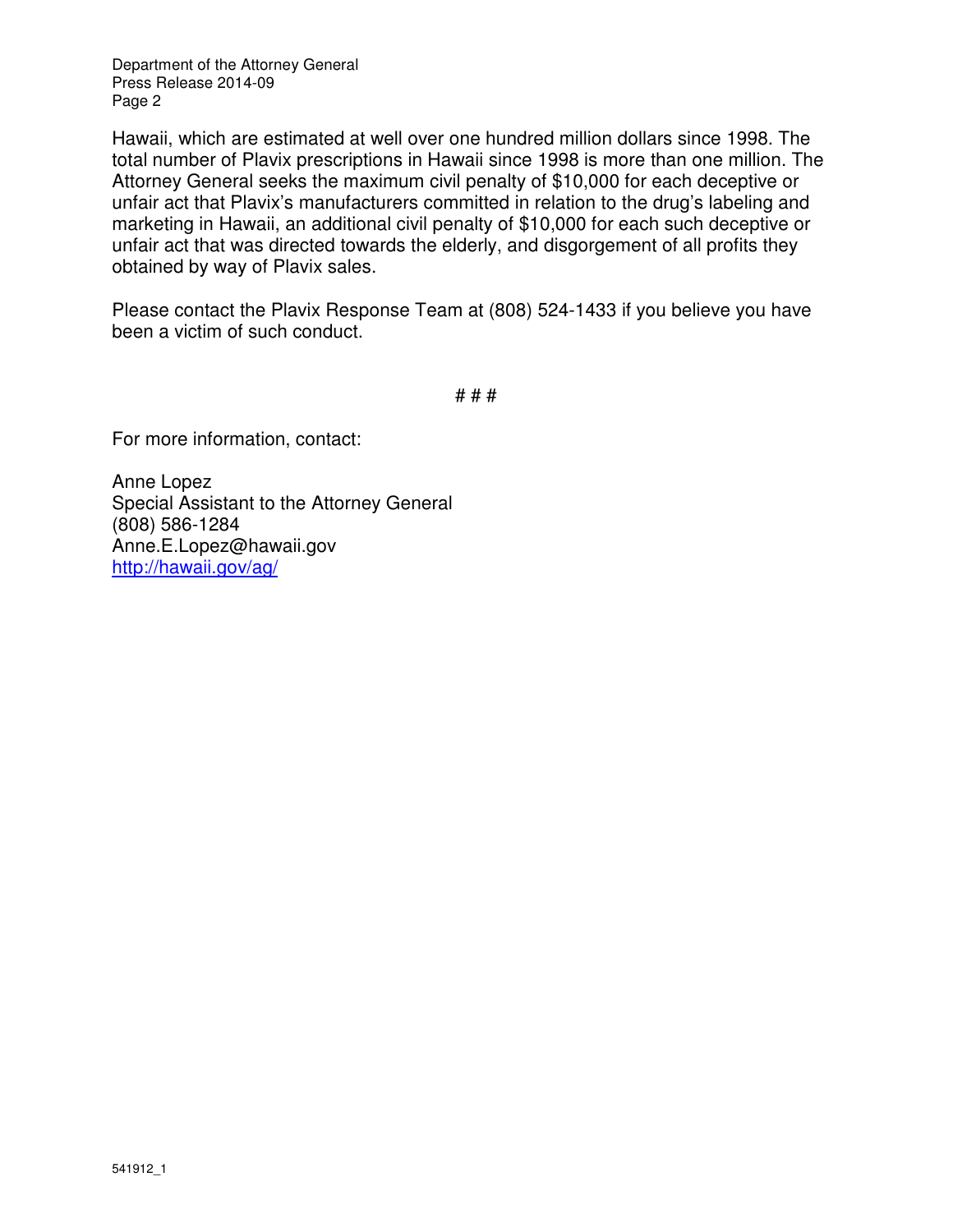Hawaii, which are estimated at well over one hundred million dollars since 1998. The total number of Plavix prescriptions in Hawaii since 1998 is more than one million. The Attorney General seeks the maximum civil penalty of $10,000 for each deceptive or unfair act that Plavix's manufacturers committed in relation to the drug's labeling and marketing in Hawaii, an additional civil penalty of $10,000 for each such deceptive or unfair act that was directed towards the elderly, and disgorgement of all profits they obtained by way of Plavix sales.

Please contact the Plavix Response Team at (808) 524-1433 if you believe you have been a victim of such conduct.

# # #

For more information, contact:

Anne Lopez
Special Assistant to the Attorney General
(808) 586-1284
Anne.E.Lopez@hawaii.gov
http://hawaii.gov/ag/

541912_1